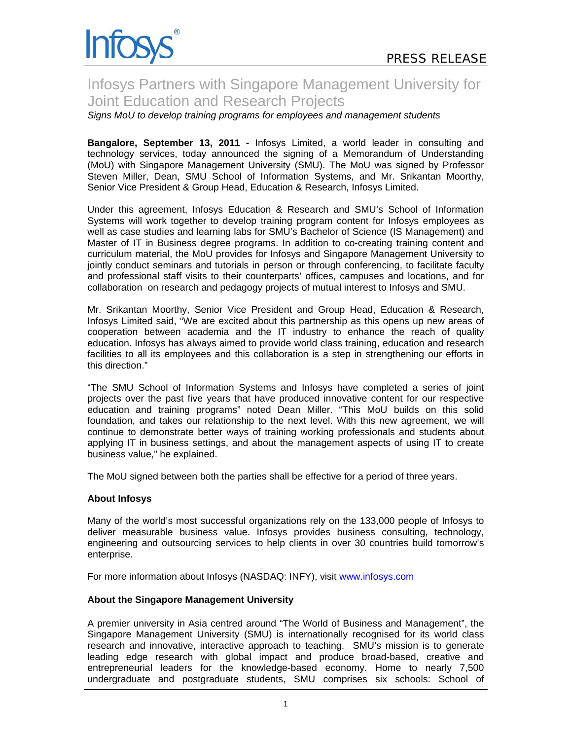Infosys®

PRESS RELEASE

# Infosys Partners with Singapore Management University for Joint Education and Research Projects

*Signs MoU to develop training programs for employees and management students*

**Bangalore, September 13, 2011 -** Infosys Limited, a world leader in consulting and technology services, today announced the signing of a Memorandum of Understanding (MoU) with Singapore Management University (SMU). The MoU was signed by Professor Steven Miller, Dean, SMU School of Information Systems, and Mr. Srikantan Moorthy, Senior Vice President & Group Head, Education & Research, Infosys Limited.

Under this agreement, Infosys Education & Research and SMU's School of Information Systems will work together to develop training program content for Infosys employees as well as case studies and learning labs for SMU's Bachelor of Science (IS Management) and Master of IT in Business degree programs. In addition to co-creating training content and curriculum material, the MoU provides for Infosys and Singapore Management University to jointly conduct seminars and tutorials in person or through conferencing, to facilitate faculty and professional staff visits to their counterparts' offices, campuses and locations, and for collaboration on research and pedagogy projects of mutual interest to Infosys and SMU.

Mr. Srikantan Moorthy, Senior Vice President and Group Head, Education & Research, Infosys Limited said, "We are excited about this partnership as this opens up new areas of cooperation between academia and the IT industry to enhance the reach of quality education. Infosys has always aimed to provide world class training, education and research facilities to all its employees and this collaboration is a step in strengthening our efforts in this direction."

"The SMU School of Information Systems and Infosys have completed a series of joint projects over the past five years that have produced innovative content for our respective education and training programs" noted Dean Miller. "This MoU builds on this solid foundation, and takes our relationship to the next level. With this new agreement, we will continue to demonstrate better ways of training working professionals and students about applying IT in business settings, and about the management aspects of using IT to create business value," he explained.

The MoU signed between both the parties shall be effective for a period of three years.

**About Infosys**

Many of the world's most successful organizations rely on the 133,000 people of Infosys to deliver measurable business value. Infosys provides business consulting, technology, engineering and outsourcing services to help clients in over 30 countries build tomorrow's enterprise.

For more information about Infosys (NASDAQ: INFY), visit www.infosys.com

**About the Singapore Management University**

A premier university in Asia centred around "The World of Business and Management", the Singapore Management University (SMU) is internationally recognised for its world class research and innovative, interactive approach to teaching. SMU's mission is to generate leading edge research with global impact and produce broad-based, creative and entrepreneurial leaders for the knowledge-based economy. Home to nearly 7,500 undergraduate and postgraduate students, SMU comprises six schools: School of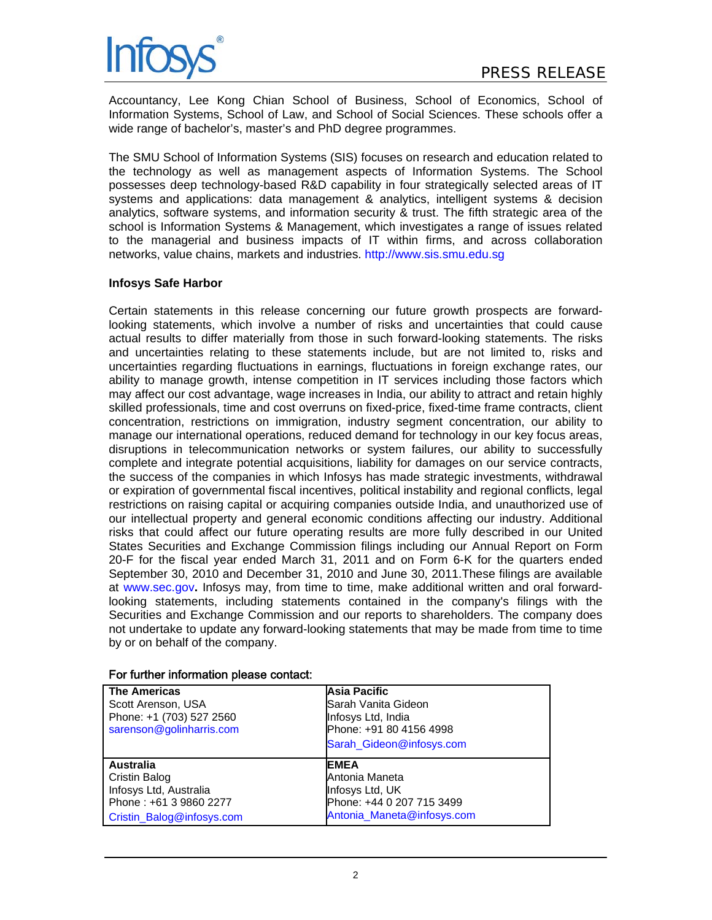Accountancy, Lee Kong Chian School of Business, School of Economics, School of Information Systems, School of Law, and School of Social Sciences. These schools offer a wide range of bachelor's, master's and PhD degree programmes.

The SMU School of Information Systems (SIS) focuses on research and education related to the technology as well as management aspects of Information Systems. The School possesses deep technology-based R&D capability in four strategically selected areas of IT systems and applications: data management & analytics, intelligent systems & decision analytics, software systems, and information security & trust. The fifth strategic area of the school is Information Systems & Management, which investigates a range of issues related to the managerial and business impacts of IT within firms, and across collaboration networks, value chains, markets and industries. http://www.sis.smu.edu.sg

**Infosys Safe Harbor**

Certain statements in this release concerning our future growth prospects are forward-looking statements, which involve a number of risks and uncertainties that could cause actual results to differ materially from those in such forward-looking statements. The risks and uncertainties relating to these statements include, but are not limited to, risks and uncertainties regarding fluctuations in earnings, fluctuations in foreign exchange rates, our ability to manage growth, intense competition in IT services including those factors which may affect our cost advantage, wage increases in India, our ability to attract and retain highly skilled professionals, time and cost overruns on fixed-price, fixed-time frame contracts, client concentration, restrictions on immigration, industry segment concentration, our ability to manage our international operations, reduced demand for technology in our key focus areas, disruptions in telecommunication networks or system failures, our ability to successfully complete and integrate potential acquisitions, liability for damages on our service contracts, the success of the companies in which Infosys has made strategic investments, withdrawal or expiration of governmental fiscal incentives, political instability and regional conflicts, legal restrictions on raising capital or acquiring companies outside India, and unauthorized use of our intellectual property and general economic conditions affecting our industry. Additional risks that could affect our future operating results are more fully described in our United States Securities and Exchange Commission filings including our Annual Report on Form 20-F for the fiscal year ended March 31, 2011 and on Form 6-K for the quarters ended September 30, 2010 and December 31, 2010 and June 30, 2011.These filings are available at www.sec.gov**.** Infosys may, from time to time, make additional written and oral forward-looking statements, including statements contained in the company's filings with the Securities and Exchange Commission and our reports to shareholders. The company does not undertake to update any forward-looking statements that may be made from time to time by or on behalf of the company.

For further information please contact:

| | |
|---|---|
| **The Americas**<br>Scott Arenson, USA<br>Phone: +1 (703) 527 2560<br>sarenson@golinharris.com | **Asia Pacific**<br>Sarah Vanita Gideon<br>Infosys Ltd, India<br>Phone: +91 80 4156 4998<br>Sarah_Gideon@infosys.com |
| **Australia**<br>Cristin Balog<br>Infosys Ltd, Australia<br>Phone : +61 3 9860 2277<br>Cristin_Balog@infosys.com | **EMEA**<br>Antonia Maneta<br>Infosys Ltd, UK<br>Phone: +44 0 207 715 3499<br>Antonia_Maneta@infosys.com |